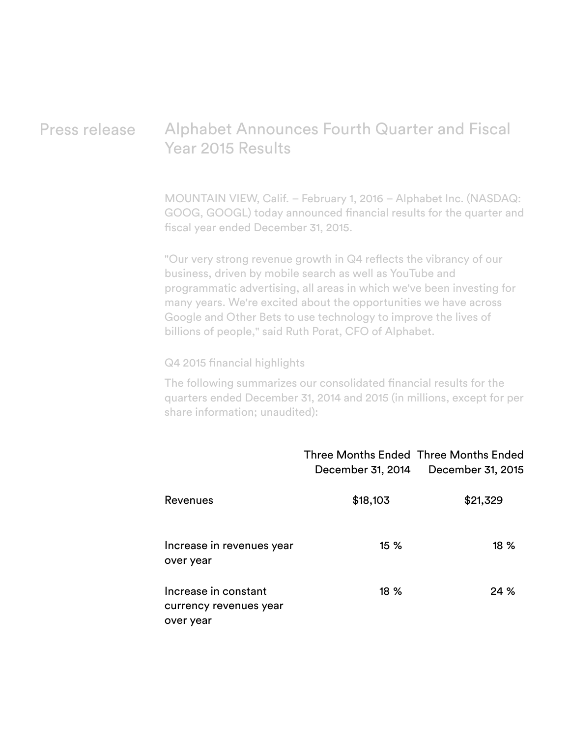Press release

# Alphabet Announces Fourth Quarter and Fiscal Year 2015 Results

MOUNTAIN VIEW, Calif. – February 1, 2016 – Alphabet Inc. (NASDAQ: GOOG, GOOGL) today announced financial results for the quarter and fiscal year ended December 31, 2015.

"Our very strong revenue growth in Q4 reflects the vibrancy of our business, driven by mobile search as well as YouTube and programmatic advertising, all areas in which we've been investing for many years. We're excited about the opportunities we have across Google and Other Bets to use technology to improve the lives of billions of people," said Ruth Porat, CFO of Alphabet.

## Q4 2015 financial highlights

The following summarizes our consolidated financial results for the quarters ended December 31, 2014 and 2015 (in millions, except for per share information; unaudited):

| | Three Months Ended December 31, 2014 | Three Months Ended December 31, 2015 |
|---|---|---|
| Revenues | $18,103 | $21,329 |
| Increase in revenues year over year | 15 % | 18 % |
| Increase in constant currency revenues year over year | 18 % | 24 % |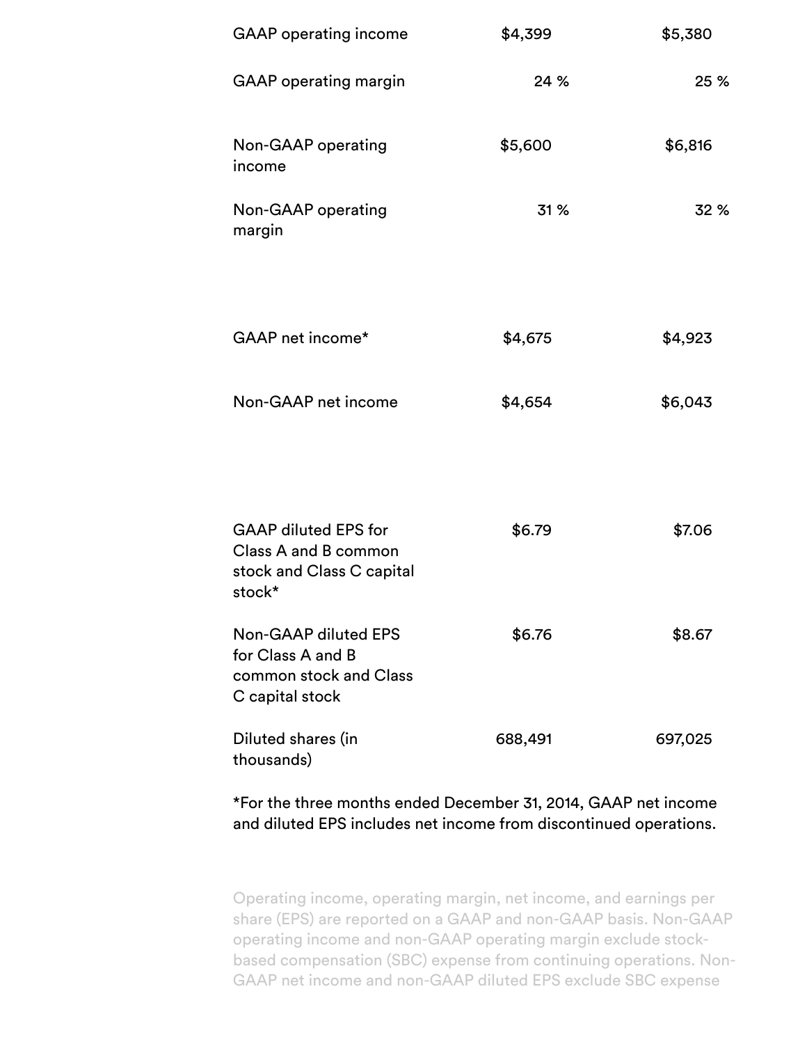| | | |
|---|---|---|
| GAAP operating income | $4,399 | $5,380 |
| GAAP operating margin | 24 % | 25 % |
| Non-GAAP operating income | $5,600 | $6,816 |
| Non-GAAP operating margin | 31 % | 32 % |
| GAAP net income* | $4,675 | $4,923 |
| Non-GAAP net income | $4,654 | $6,043 |
| GAAP diluted EPS for Class A and B common stock and Class C capital stock* | $6.79 | $7.06 |
| Non-GAAP diluted EPS for Class A and B common stock and Class C capital stock | $6.76 | $8.67 |
| Diluted shares (in thousands) | 688,491 | 697,025 |

*For the three months ended December 31, 2014, GAAP net income and diluted EPS includes net income from discontinued operations.

Operating income, operating margin, net income, and earnings per share (EPS) are reported on a GAAP and non-GAAP basis. Non-GAAP operating income and non-GAAP operating margin exclude stock-based compensation (SBC) expense from continuing operations. Non-GAAP net income and non-GAAP diluted EPS exclude SBC expense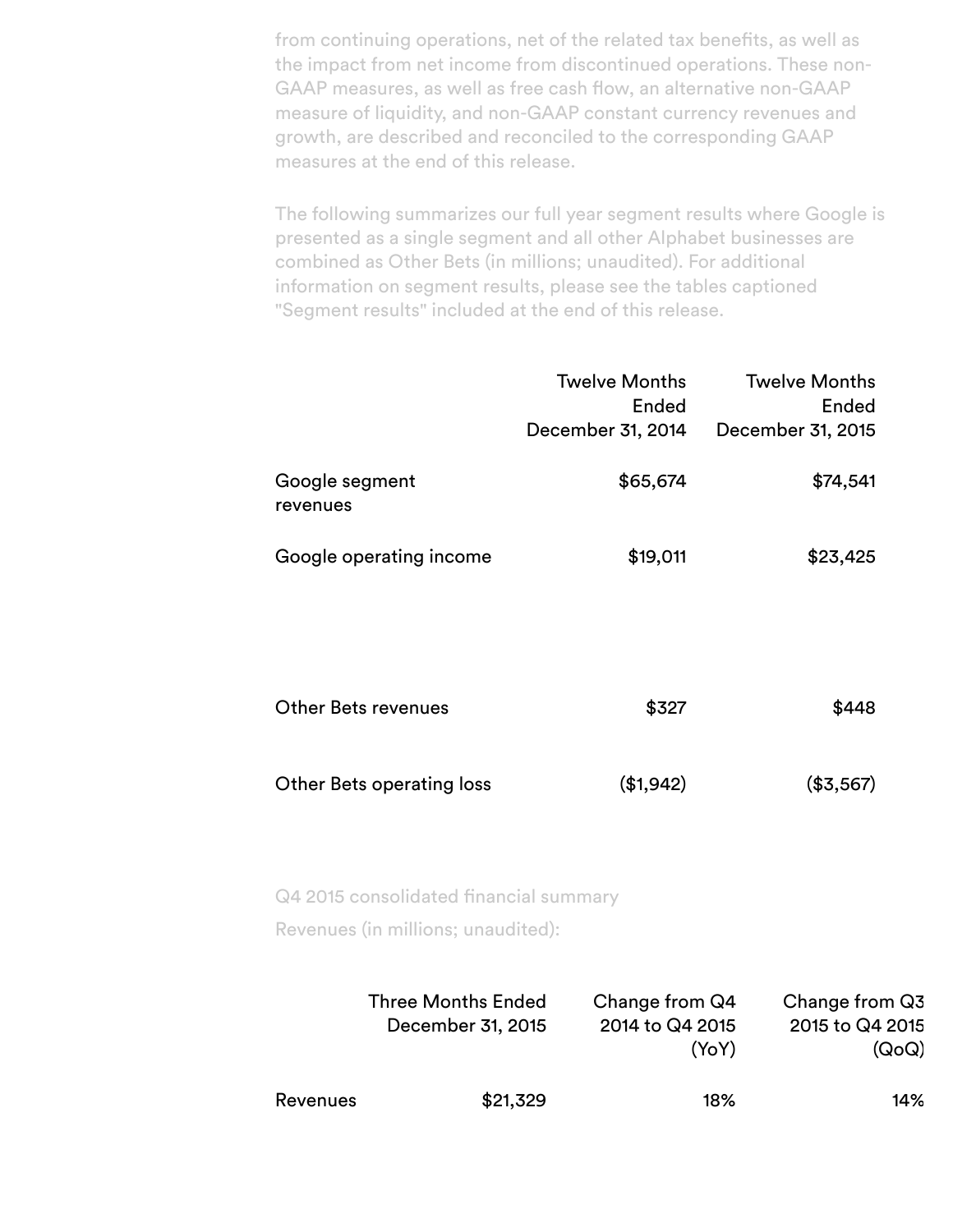from continuing operations, net of the related tax benefits, as well as the impact from net income from discontinued operations. These non-GAAP measures, as well as free cash flow, an alternative non-GAAP measure of liquidity, and non-GAAP constant currency revenues and growth, are described and reconciled to the corresponding GAAP measures at the end of this release.

The following summarizes our full year segment results where Google is presented as a single segment and all other Alphabet businesses are combined as Other Bets (in millions; unaudited). For additional information on segment results, please see the tables captioned "Segment results" included at the end of this release.

| | Twelve Months Ended December 31, 2014 | Twelve Months Ended December 31, 2015 |
|---|---|---|
| Google segment revenues | $65,674 | $74,541 |
| Google operating income | $19,011 | $23,425 |
| Other Bets revenues | $327 | $448 |
| Other Bets operating loss | ($1,942) | ($3,567) |

Q4 2015 consolidated financial summary

Revenues (in millions; unaudited):

| | Three Months Ended December 31, 2015 | Change from Q4 2014 to Q4 2015 (YoY) | Change from Q3 2015 to Q4 2015 (QoQ) |
|---|---|---|---|
| Revenues | $21,329 | 18% | 14% |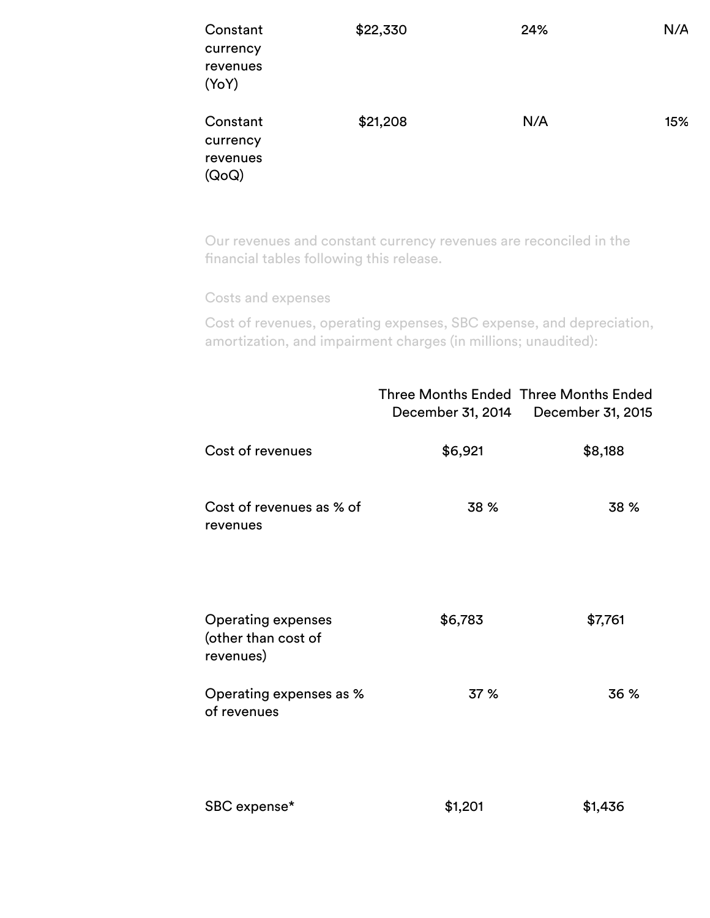| | | | |
|---|---|---|---|
| Constant currency revenues (YoY) | $22,330 | 24% | N/A |
| Constant currency revenues (QoQ) | $21,208 | N/A | 15% |

Our revenues and constant currency revenues are reconciled in the financial tables following this release.

Costs and expenses

Cost of revenues, operating expenses, SBC expense, and depreciation, amortization, and impairment charges (in millions; unaudited):

| | Three Months Ended December 31, 2014 | Three Months Ended December 31, 2015 |
|---|---|---|
| Cost of revenues | $6,921 | $8,188 |
| Cost of revenues as % of revenues | 38 % | 38 % |
| Operating expenses (other than cost of revenues) | $6,783 | $7,761 |
| Operating expenses as % of revenues | 37 % | 36 % |
| SBC expense* | $1,201 | $1,436 |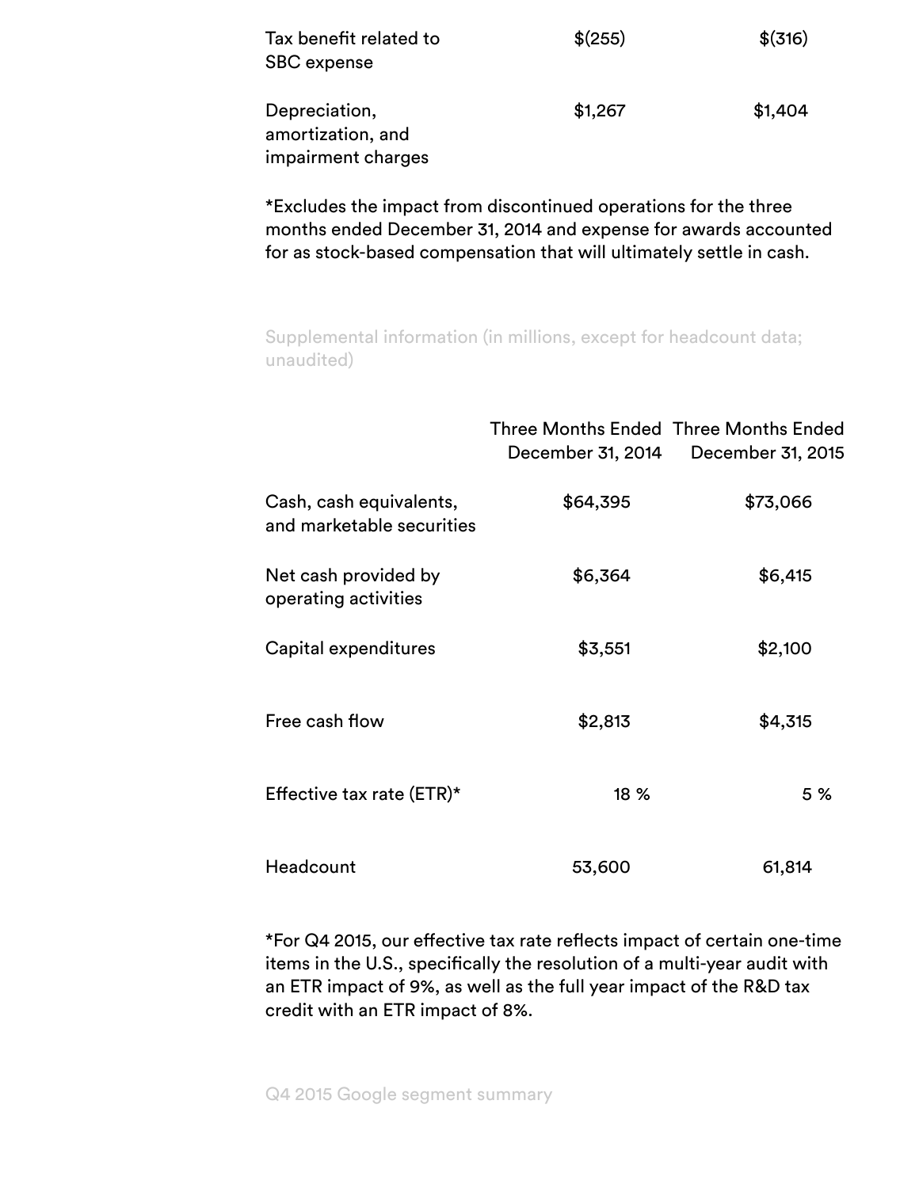| | | |
|---|---|---|
| Tax benefit related to SBC expense | $(255) | $(316) |
| Depreciation, amortization, and impairment charges | $1,267 | $1,404 |

*Excludes the impact from discontinued operations for the three months ended December 31, 2014 and expense for awards accounted for as stock-based compensation that will ultimately settle in cash.

Supplemental information (in millions, except for headcount data; unaudited)

| | Three Months Ended December 31, 2014 | Three Months Ended December 31, 2015 |
|---|---|---|
| Cash, cash equivalents, and marketable securities | $64,395 | $73,066 |
| Net cash provided by operating activities | $6,364 | $6,415 |
| Capital expenditures | $3,551 | $2,100 |
| Free cash flow | $2,813 | $4,315 |
| Effective tax rate (ETR)* | 18 % | 5 % |
| Headcount | 53,600 | 61,814 |

*For Q4 2015, our effective tax rate reflects impact of certain one-time items in the U.S., specifically the resolution of a multi-year audit with an ETR impact of 9%, as well as the full year impact of the R&D tax credit with an ETR impact of 8%.

Q4 2015 Google segment summary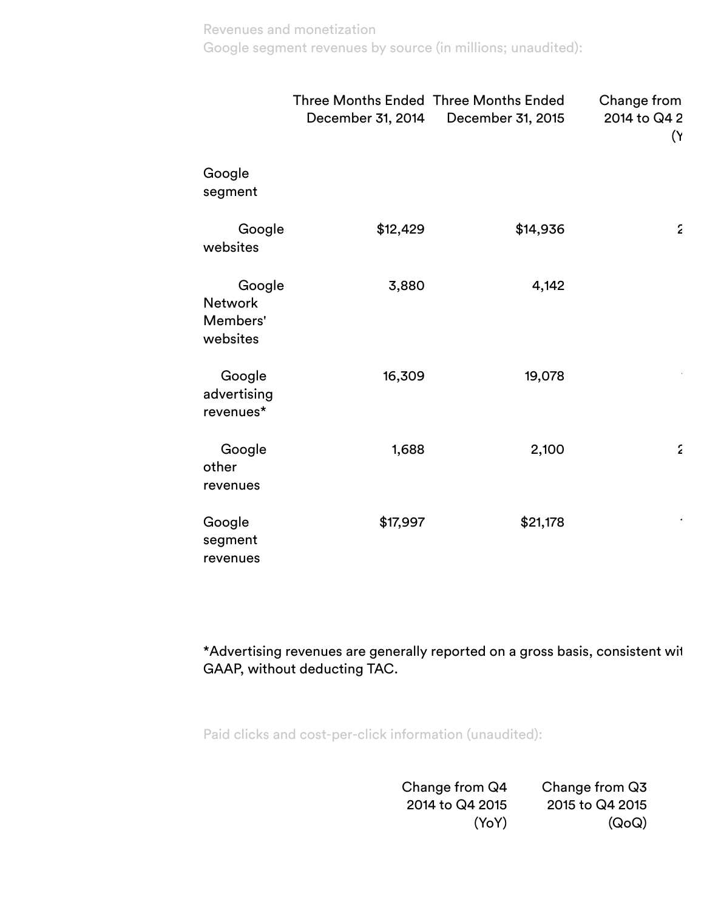Revenues and monetization

Google segment revenues by source (in millions; unaudited):

| | Three Months Ended December 31, 2014 | Three Months Ended December 31, 2015 | Change from Q4 2014 to Q4 2 (Y |
|---|---|---|---|
| Google segment | | | |
| Google websites | $12,429 | $14,936 | 2 |
| Google Network Members' websites | 3,880 | 4,142 | |
| Google advertising revenues* | 16,309 | 19,078 | |
| Google other revenues | 1,688 | 2,100 | 2 |
| Google segment revenues | $17,997 | $21,178 | |

*Advertising revenues are generally reported on a gross basis, consistent wit GAAP, without deducting TAC.

Paid clicks and cost-per-click information (unaudited):

| | Change from Q4 2014 to Q4 2015 (YoY) | Change from Q3 2015 to Q4 2015 (QoQ) |
|---|---|---|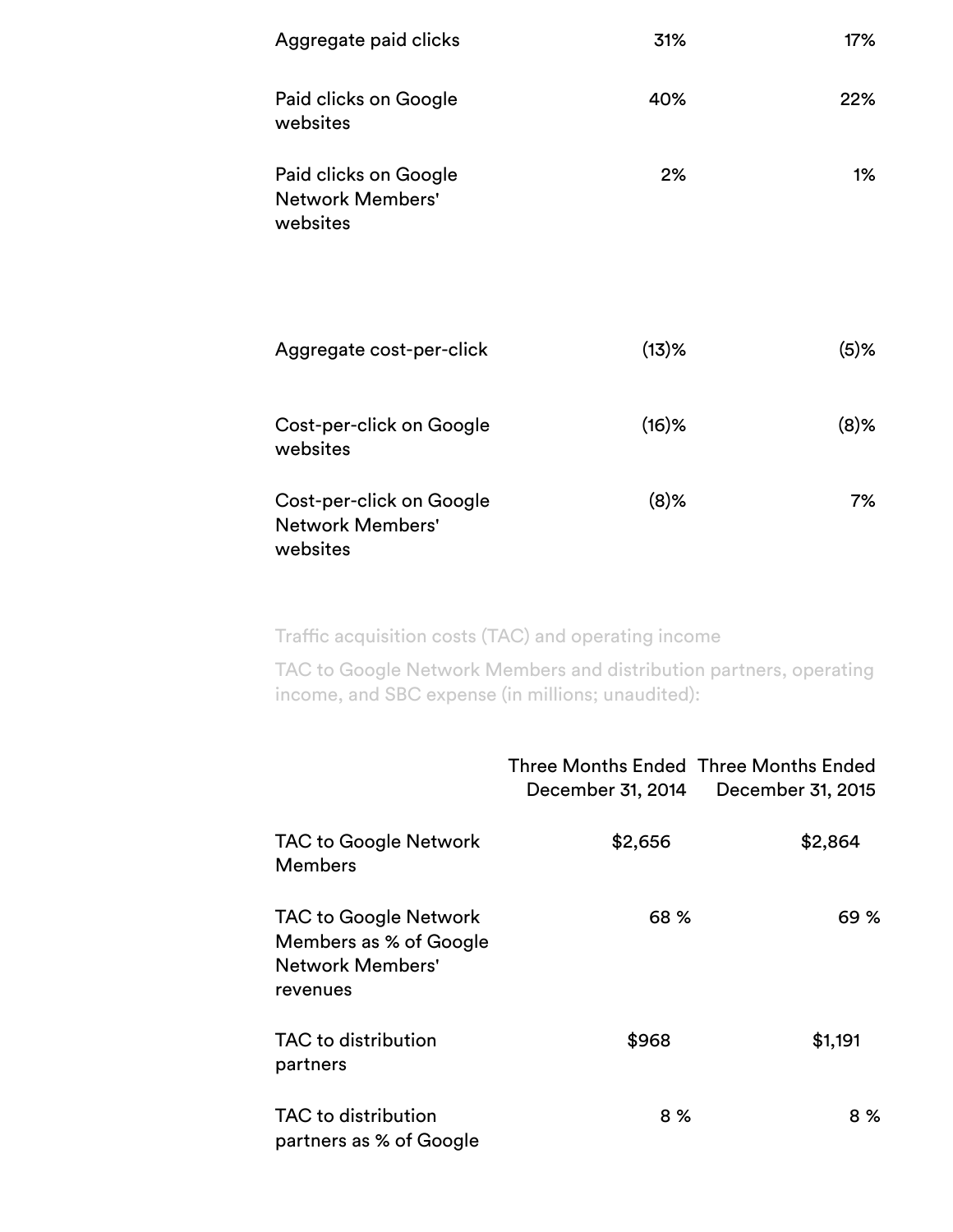| | | |
|---|---|---|
| Aggregate paid clicks | 31% | 17% |
| Paid clicks on Google websites | 40% | 22% |
| Paid clicks on Google Network Members' websites | 2% | 1% |
| | | |
| Aggregate cost-per-click | (13)% | (5)% |
| Cost-per-click on Google websites | (16)% | (8)% |
| Cost-per-click on Google Network Members' websites | (8)% | 7% |

Traffic acquisition costs (TAC) and operating income

TAC to Google Network Members and distribution partners, operating income, and SBC expense (in millions; unaudited):

| | Three Months Ended December 31, 2014 | Three Months Ended December 31, 2015 |
|---|---|---|
| TAC to Google Network Members | $2,656 | $2,864 |
| TAC to Google Network Members as % of Google Network Members' revenues | 68 % | 69 % |
| TAC to distribution partners | $968 | $1,191 |
| TAC to distribution partners as % of Google | 8 % | 8 % |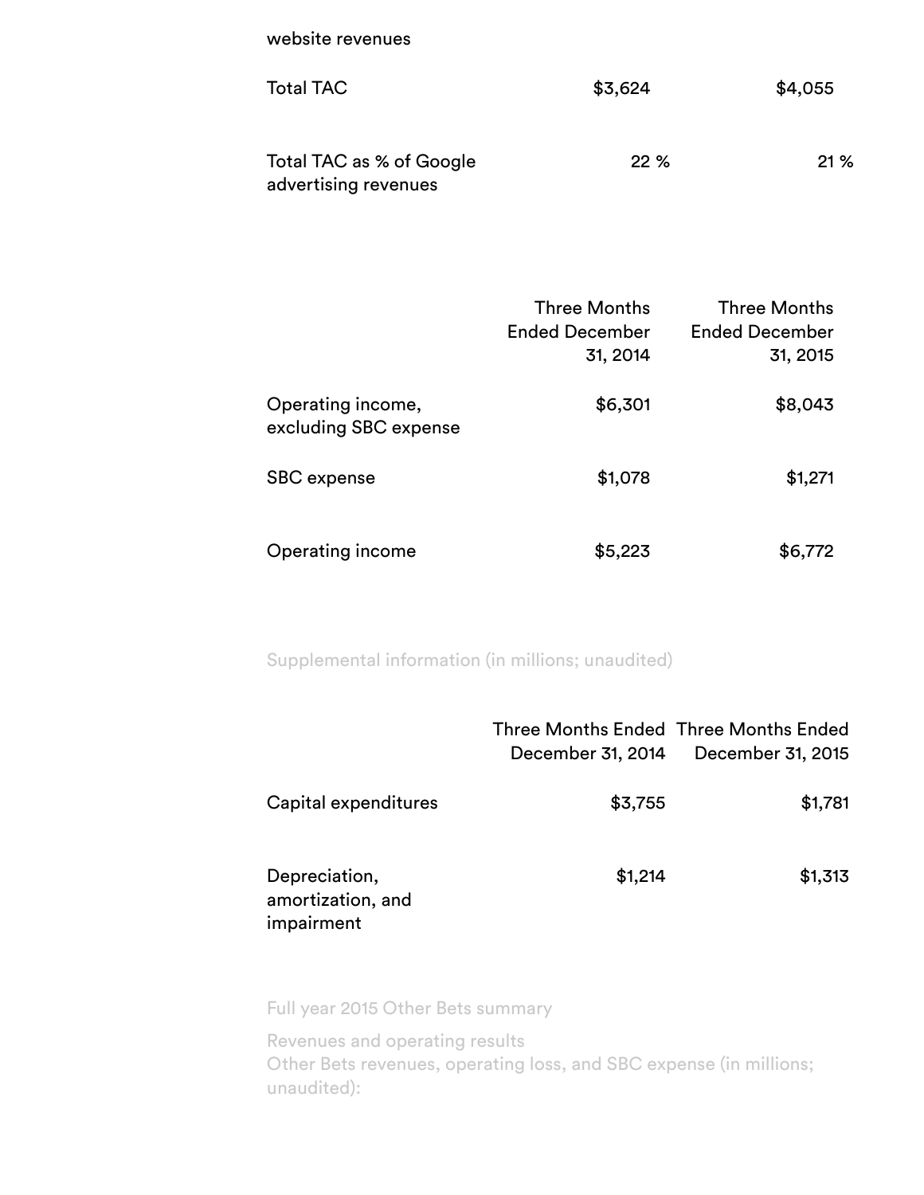| | | |
|---|---|---|
| website revenues | | |
| Total TAC | $3,624 | $4,055 |
| Total TAC as % of Google advertising revenues | 22 % | 21 % |

| | Three Months Ended December 31, 2014 | Three Months Ended December 31, 2015 |
|---|---|---|
| Operating income, excluding SBC expense | $6,301 | $8,043 |
| SBC expense | $1,078 | $1,271 |
| Operating income | $5,223 | $6,772 |

Supplemental information (in millions; unaudited)

| | Three Months Ended December 31, 2014 | Three Months Ended December 31, 2015 |
|---|---|---|
| Capital expenditures | $3,755 | $1,781 |
| Depreciation, amortization, and impairment | $1,214 | $1,313 |

Full year 2015 Other Bets summary

Revenues and operating results
Other Bets revenues, operating loss, and SBC expense (in millions; unaudited):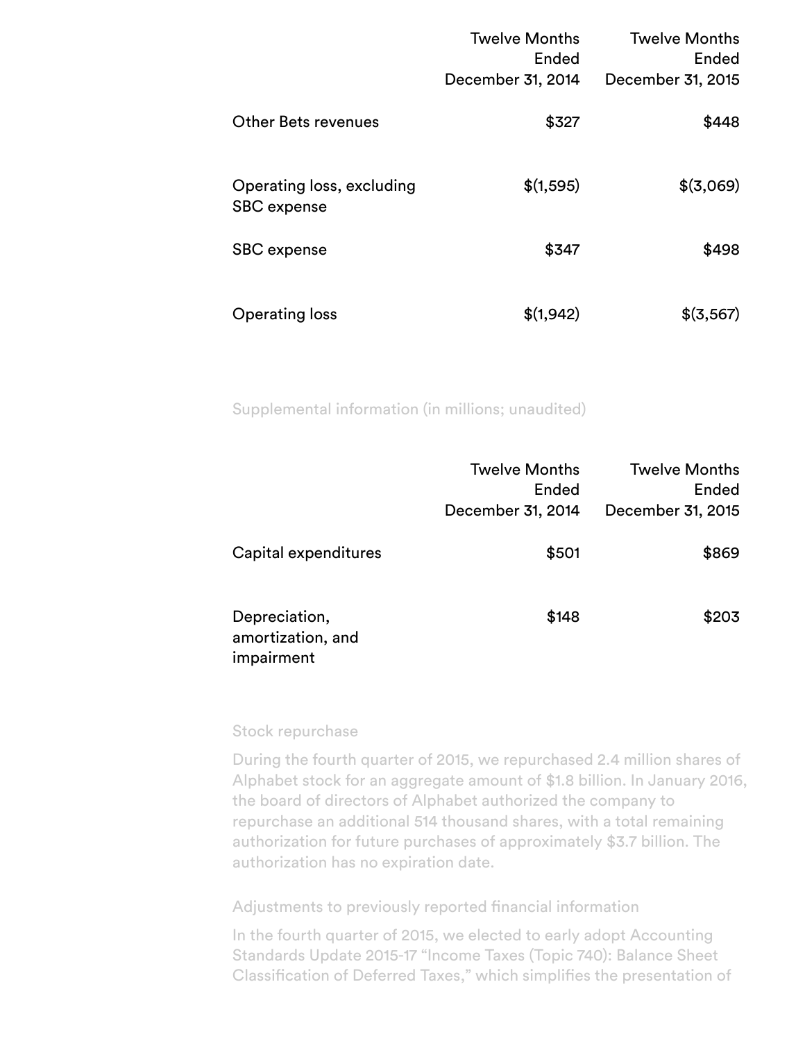| | Twelve Months Ended December 31, 2014 | Twelve Months Ended December 31, 2015 |
|---|---|---|
| Other Bets revenues | $327 | $448 |
| Operating loss, excluding SBC expense | $(1,595) | $(3,069) |
| SBC expense | $347 | $498 |
| Operating loss | $(1,942) | $(3,567) |

Supplemental information (in millions; unaudited)

| | Twelve Months Ended December 31, 2014 | Twelve Months Ended December 31, 2015 |
|---|---|---|
| Capital expenditures | $501 | $869 |
| Depreciation, amortization, and impairment | $148 | $203 |

### Stock repurchase

During the fourth quarter of 2015, we repurchased 2.4 million shares of Alphabet stock for an aggregate amount of $1.8 billion. In January 2016, the board of directors of Alphabet authorized the company to repurchase an additional 514 thousand shares, with a total remaining authorization for future purchases of approximately $3.7 billion. The authorization has no expiration date.

### Adjustments to previously reported financial information

In the fourth quarter of 2015, we elected to early adopt Accounting Standards Update 2015-17 "Income Taxes (Topic 740): Balance Sheet Classification of Deferred Taxes," which simplifies the presentation of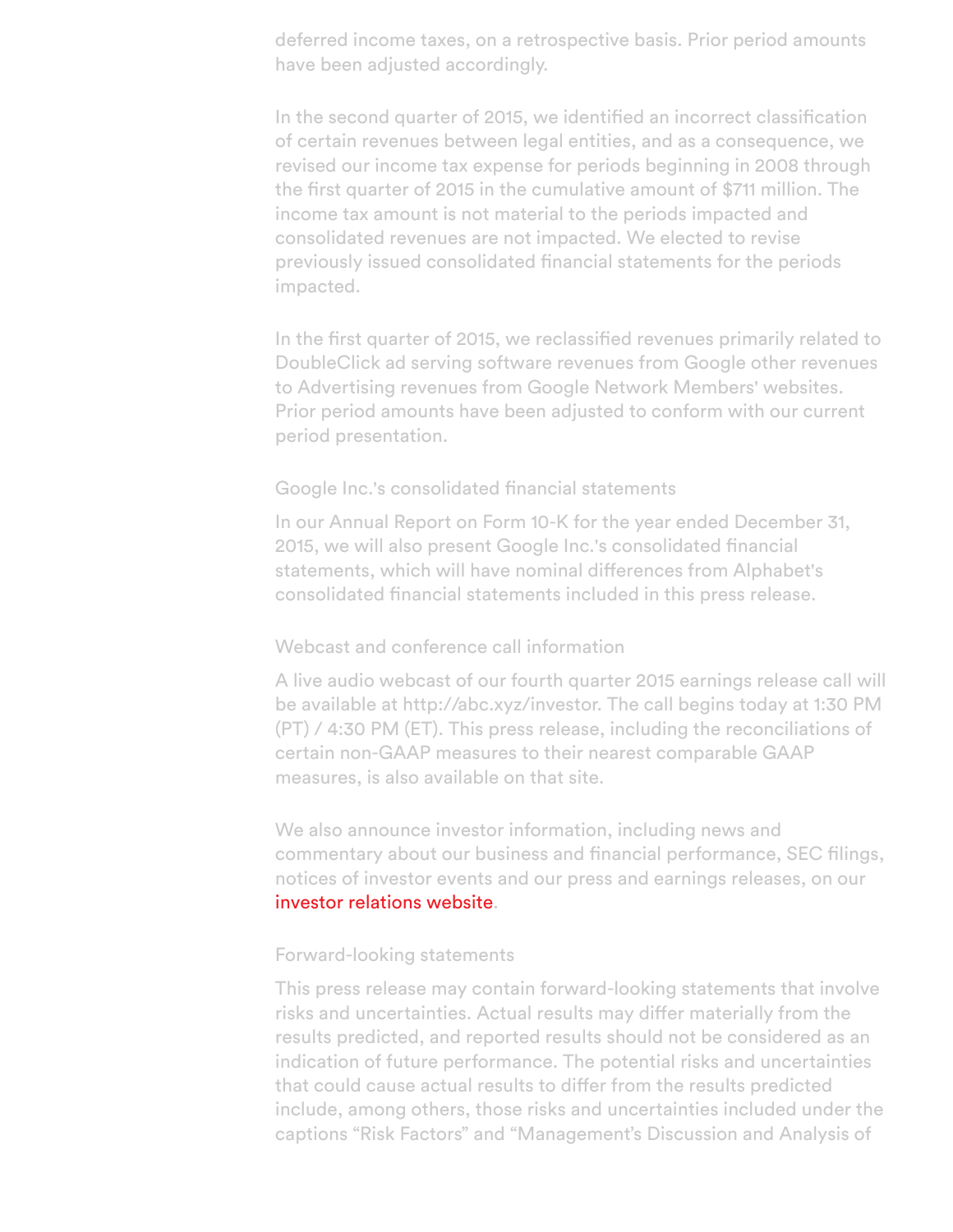deferred income taxes, on a retrospective basis. Prior period amounts have been adjusted accordingly.

In the second quarter of 2015, we identified an incorrect classification of certain revenues between legal entities, and as a consequence, we revised our income tax expense for periods beginning in 2008 through the first quarter of 2015 in the cumulative amount of $711 million. The income tax amount is not material to the periods impacted and consolidated revenues are not impacted. We elected to revise previously issued consolidated financial statements for the periods impacted.

In the first quarter of 2015, we reclassified revenues primarily related to DoubleClick ad serving software revenues from Google other revenues to Advertising revenues from Google Network Members' websites. Prior period amounts have been adjusted to conform with our current period presentation.

### Google Inc.'s consolidated financial statements

In our Annual Report on Form 10-K for the year ended December 31, 2015, we will also present Google Inc.'s consolidated financial statements, which will have nominal differences from Alphabet's consolidated financial statements included in this press release.

### Webcast and conference call information

A live audio webcast of our fourth quarter 2015 earnings release call will be available at http://abc.xyz/investor. The call begins today at 1:30 PM (PT) / 4:30 PM (ET). This press release, including the reconciliations of certain non-GAAP measures to their nearest comparable GAAP measures, is also available on that site.

We also announce investor information, including news and commentary about our business and financial performance, SEC filings, notices of investor events and our press and earnings releases, on our investor relations website.

### Forward-looking statements

This press release may contain forward-looking statements that involve risks and uncertainties. Actual results may differ materially from the results predicted, and reported results should not be considered as an indication of future performance. The potential risks and uncertainties that could cause actual results to differ from the results predicted include, among others, those risks and uncertainties included under the captions “Risk Factors” and “Management’s Discussion and Analysis of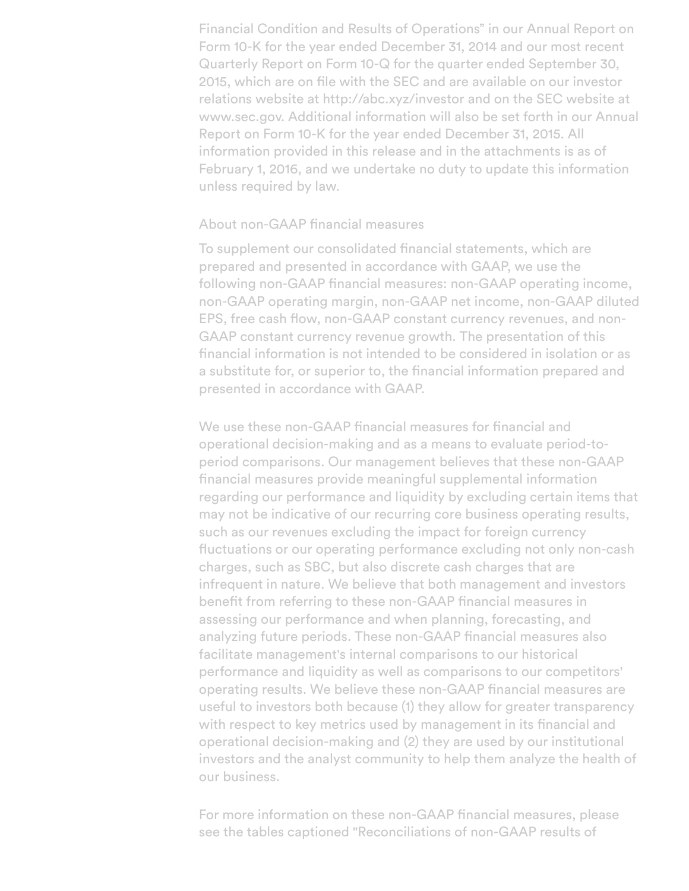Financial Condition and Results of Operations" in our Annual Report on Form 10-K for the year ended December 31, 2014 and our most recent Quarterly Report on Form 10-Q for the quarter ended September 30, 2015, which are on file with the SEC and are available on our investor relations website at http://abc.xyz/investor and on the SEC website at www.sec.gov. Additional information will also be set forth in our Annual Report on Form 10-K for the year ended December 31, 2015. All information provided in this release and in the attachments is as of February 1, 2016, and we undertake no duty to update this information unless required by law.

## About non-GAAP financial measures

To supplement our consolidated financial statements, which are prepared and presented in accordance with GAAP, we use the following non-GAAP financial measures: non-GAAP operating income, non-GAAP operating margin, non-GAAP net income, non-GAAP diluted EPS, free cash flow, non-GAAP constant currency revenues, and non-GAAP constant currency revenue growth. The presentation of this financial information is not intended to be considered in isolation or as a substitute for, or superior to, the financial information prepared and presented in accordance with GAAP.

We use these non-GAAP financial measures for financial and operational decision-making and as a means to evaluate period-to-period comparisons. Our management believes that these non-GAAP financial measures provide meaningful supplemental information regarding our performance and liquidity by excluding certain items that may not be indicative of our recurring core business operating results, such as our revenues excluding the impact for foreign currency fluctuations or our operating performance excluding not only non-cash charges, such as SBC, but also discrete cash charges that are infrequent in nature. We believe that both management and investors benefit from referring to these non-GAAP financial measures in assessing our performance and when planning, forecasting, and analyzing future periods. These non-GAAP financial measures also facilitate management's internal comparisons to our historical performance and liquidity as well as comparisons to our competitors' operating results. We believe these non-GAAP financial measures are useful to investors both because (1) they allow for greater transparency with respect to key metrics used by management in its financial and operational decision-making and (2) they are used by our institutional investors and the analyst community to help them analyze the health of our business.

For more information on these non-GAAP financial measures, please see the tables captioned "Reconciliations of non-GAAP results of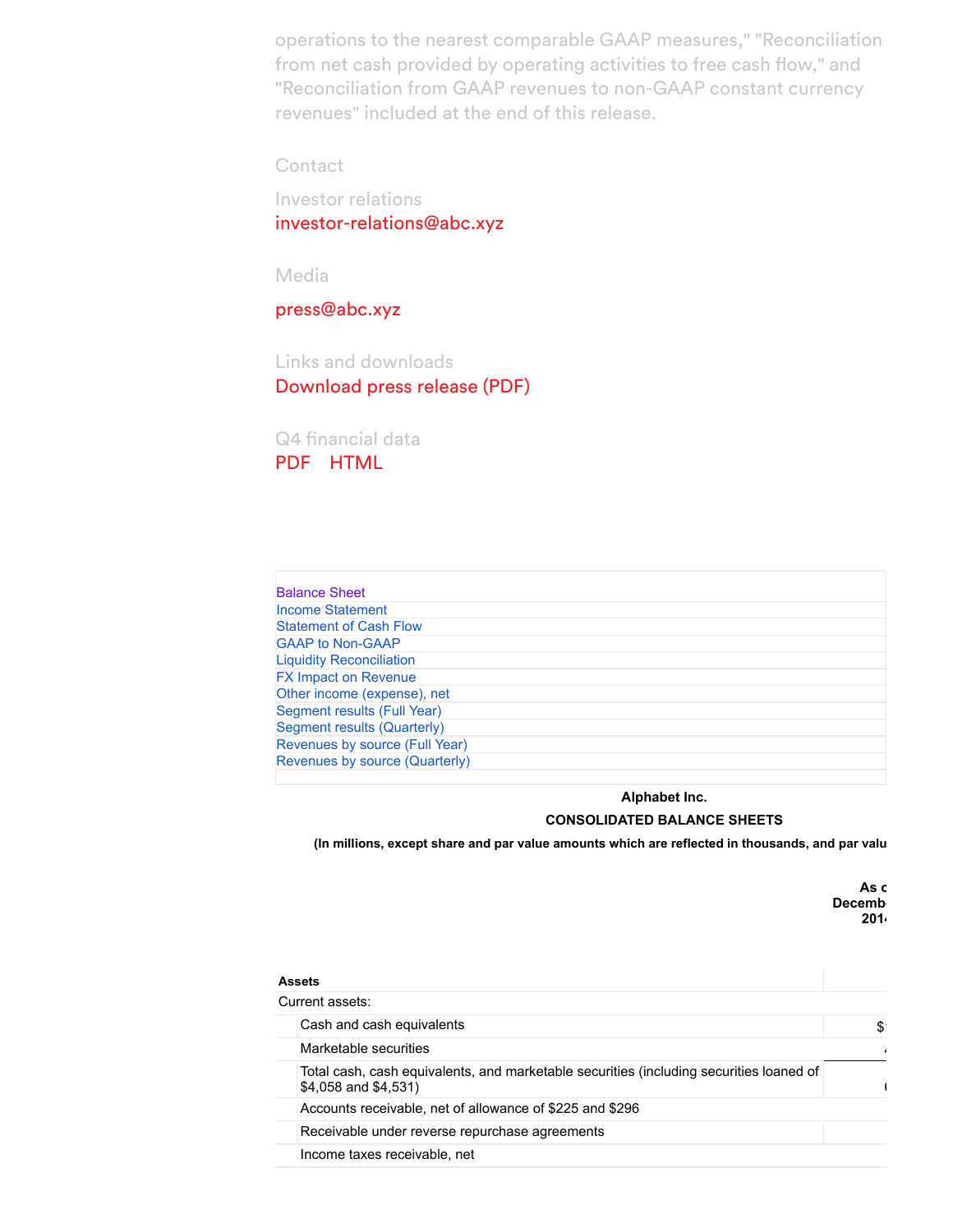operations to the nearest comparable GAAP measures," "Reconciliation from net cash provided by operating activities to free cash flow," and "Reconciliation from GAAP revenues to non-GAAP constant currency revenues" included at the end of this release.

Contact

Investor relations
investor-relations@abc.xyz

Media

press@abc.xyz

Links and downloads
Download press release (PDF)

Q4 financial data
PDF HTML

Balance Sheet
Income Statement
Statement of Cash Flow
GAAP to Non-GAAP
Liquidity Reconciliation
FX Impact on Revenue
Other income (expense), net
Segment results (Full Year)
Segment results (Quarterly)
Revenues by source (Full Year)
Revenues by source (Quarterly)

**Alphabet Inc.**

**CONSOLIDATED BALANCE SHEETS**

**(In millions, except share and par value amounts which are reflected in thousands, and par valu**

| | **As o December 201** |
|---|---|
| **Assets** | |
| Current assets: | |
| Cash and cash equivalents | $ |
| Marketable securities | |
| Total cash, cash equivalents, and marketable securities (including securities loaned of $4,058 and $4,531) | |
| Accounts receivable, net of allowance of $225 and $296 | |
| Receivable under reverse repurchase agreements | |
| Income taxes receivable, net | |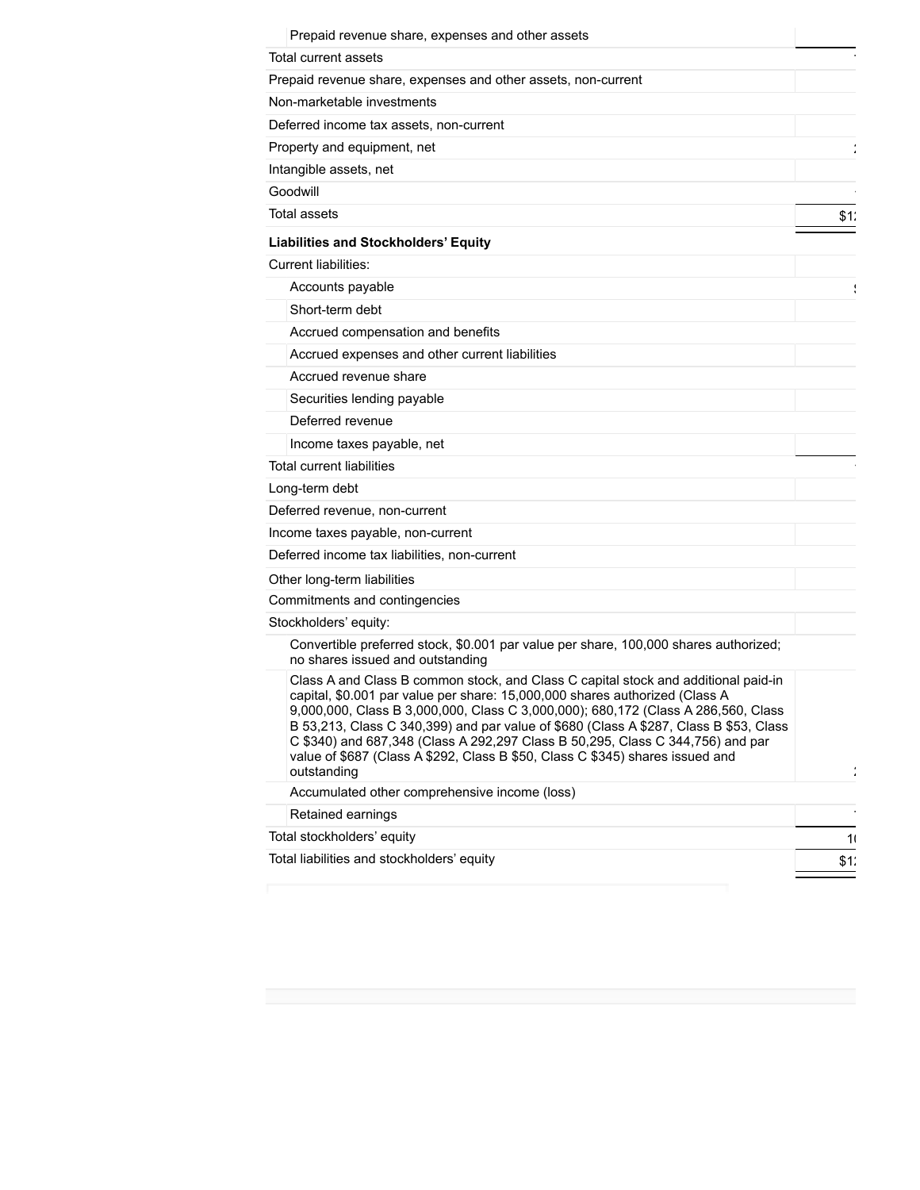| | |
|---|---|
| Prepaid revenue share, expenses and other assets | |
| Total current assets | |
| Prepaid revenue share, expenses and other assets, non-current | |
| Non-marketable investments | |
| Deferred income tax assets, non-current | |
| Property and equipment, net | |
| Intangible assets, net | |
| Goodwill | |
| Total assets | $1 |
| **Liabilities and Stockholders' Equity** | |
| Current liabilities: | |
| Accounts payable | |
| Short-term debt | |
| Accrued compensation and benefits | |
| Accrued expenses and other current liabilities | |
| Accrued revenue share | |
| Securities lending payable | |
| Deferred revenue | |
| Income taxes payable, net | |
| Total current liabilities | |
| Long-term debt | |
| Deferred revenue, non-current | |
| Income taxes payable, non-current | |
| Deferred income tax liabilities, non-current | |
| Other long-term liabilities | |
| Commitments and contingencies | |
| Stockholders' equity: | |
| Convertible preferred stock, $0.001 par value per share, 100,000 shares authorized; no shares issued and outstanding | |
| Class A and Class B common stock, and Class C capital stock and additional paid-in capital, $0.001 par value per share: 15,000,000 shares authorized (Class A 9,000,000, Class B 3,000,000, Class C 3,000,000); 680,172 (Class A 286,560, Class B 53,213, Class C 340,399) and par value of $680 (Class A $287, Class B $53, Class C $340) and 687,348 (Class A 292,297 Class B 50,295, Class C 344,756) and par value of $687 (Class A $292, Class B $50, Class C $345) shares issued and outstanding | |
| Accumulated other comprehensive income (loss) | |
| Retained earnings | |
| Total stockholders' equity | 1 |
| Total liabilities and stockholders' equity | $1 |